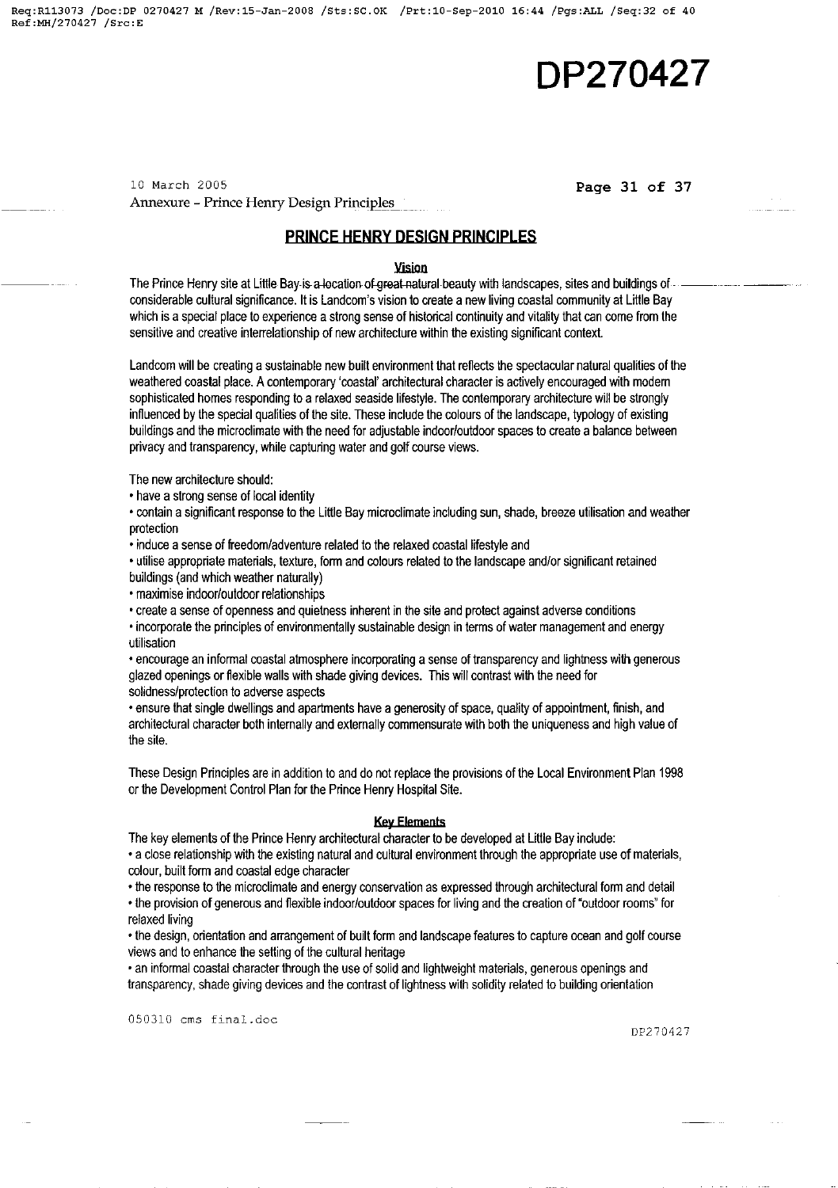# DP270427

10 March 2005

Annexure – Prince Henry Design Principles

## PRINCE HENRY DESIGN PRINCIPLES

### Vision

The Prince Henry site at Little Bay is a location of great natural beauty with landscapes, sites and buildings of considerable cultural significance. It is Landcom's vision to create a new living coastal community at Little Bay which is a special place to experience a strong sense of historical continuity and vitality that can come from the sensitive and creative interrelationship of new architecture within the existing significant context.

Landcom will be creating a sustainable new built environment that reflects the spectacular natural qualities of the weathered coastal place. A contemporary 'coastal' architectural character is actively encouraged with modern sophisticated homes responding to a relaxed seaside lifestyle. The contemporary architecture will be strongly influenced by the special qualities of the site. These include the colours of the landscape, typology of existing buildings and the microclimate with the need for adjustable indoor/outdoor spaces to create a balance between privacy and transparency, while capturing water and golf course views.

The new architecture should:

- have a strong sense of local identity
- contain a significant response to the Little Bay microclimate including sun, shade, breeze utilisation and weather protection
- induce a sense of freedom/adventure related to the relaxed coastal lifestyle and
- utilise appropriate materials, texture, form and colours related to the landscape and/or significant retained buildings (and which weather naturally)
- maximise indoor/outdoor relationships
- create a sense of openness and quietness inherent in the site and protect against adverse conditions
- incorporate the principles of environmentally sustainable design in terms of water management and energy utilisation
- encourage an informal coastal atmosphere incorporating a sense of transparency and lightness with generous glazed openings or flexible walls with shade giving devices. This will contrast with the need for solidness/protection to adverse aspects
- ensure that single dwellings and apartments have a generosity of space, quality of appointment, finish, and architectural character both internally and externally commensurate with both the uniqueness and high value of the site.

These Design Principles are in addition to and do not replace the provisions of the Local Environment Plan 1998 or the Development Control Plan for the Prince Henry Hospital Site.

### Key Elements

The key elements of the Prince Henry architectural character to be developed at Little Bay include:

- a close relationship with the existing natural and cultural environment through the appropriate use of materials, colour, built form and coastal edge character
- the response to the microclimate and energy conservation as expressed through architectural form and detail
- the provision of generous and flexible indoor/outdoor spaces for living and the creation of "outdoor rooms" for relaxed living
- the design, orientation and arrangement of built form and landscape features to capture ocean and golf course views and to enhance the setting of the cultural heritage
- an informal coastal character through the use of solid and lightweight materials, generous openings and transparency, shade giving devices and the contrast of lightness with solidity related to building orientation

050310 cms final.doc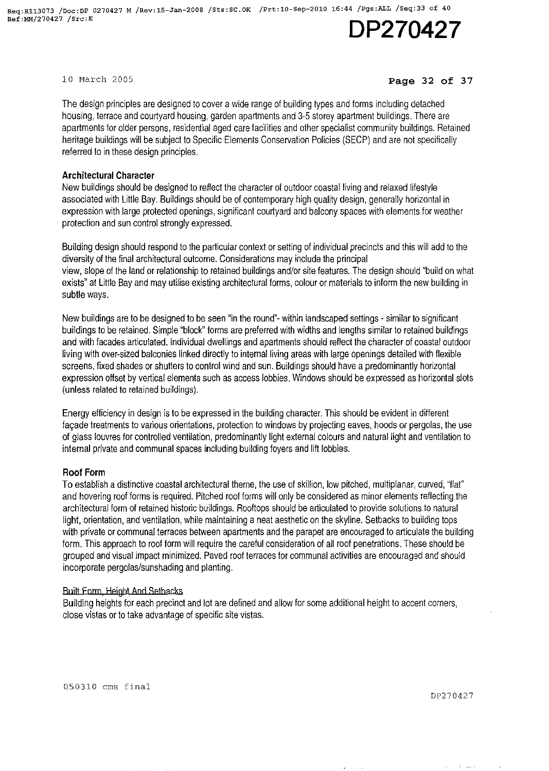The design principles are designed to cover a wide range of building types and forms including detached housing, terrace and courtyard housing, garden apartments and 3-5 storey apartment buildings. There are apartments for older persons, residential aged care facilities and other specialist community buildings. Retained heritage buildings will be subject to Specific Elements Conservation Policies (SECP) and are not specifically referred to in these design principles.

**Architectural Character**

New buildings should be designed to reflect the character of outdoor coastal living and relaxed lifestyle associated with Little Bay. Buildings should be of contemporary high quality design, generally horizontal in expression with large protected openings, significant courtyard and balcony spaces with elements for weather protection and sun control strongly expressed.

Building design should respond to the particular context or setting of individual precincts and this will add to the diversity of the final architectural outcome. Considerations may include the principal view, slope of the land or relationship to retained buildings and/or site features. The design should "build on what exists" at Little Bay and may utilise existing architectural forms, colour or materials to inform the new building in subtle ways.

New buildings are to be designed to be seen "in the round"- within landscaped settings - similar to significant buildings to be retained. Simple "block" forms are preferred with widths and lengths similar to retained buildings and with facades articulated. Individual dwellings and apartments should reflect the character of coastal outdoor living with over-sized balconies linked directly to internal living areas with large openings detailed with flexible screens, fixed shades or shutters to control wind and sun. Buildings should have a predominantly horizontal expression offset by vertical elements such as access lobbies. Windows should be expressed as horizontal slots (unless related to retained buildings).

Energy efficiency in design is to be expressed in the building character. This should be evident in different façade treatments to various orientations, protection to windows by projecting eaves, hoods or pergolas, the use of glass louvres for controlled ventilation, predominantly light external colours and natural light and ventilation to internal private and communal spaces including building foyers and lift lobbies.

**Roof Form**

To establish a distinctive coastal architectural theme, the use of skillion, low pitched, multiplanar, curved, "flat" and hovering roof forms is required. Pitched roof forms will only be considered as minor elements reflecting the architectural form of retained historic buildings. Rooftops should be articulated to provide solutions to natural light, orientation, and ventilation, while maintaining a neat aesthetic on the skyline. Setbacks to building tops with private or communal terraces between apartments and the parapet are encouraged to articulate the building form. This approach to roof form will require the careful consideration of all roof penetrations. These should be grouped and visual impact minimized. Paved roof terraces for communal activities are encouraged and should incorporate pergolas/sunshading and planting.

Built Form, Height And Setbacks

Building heights for each precinct and lot are defined and allow for some additional height to accent corners, close vistas or to take advantage of specific site vistas.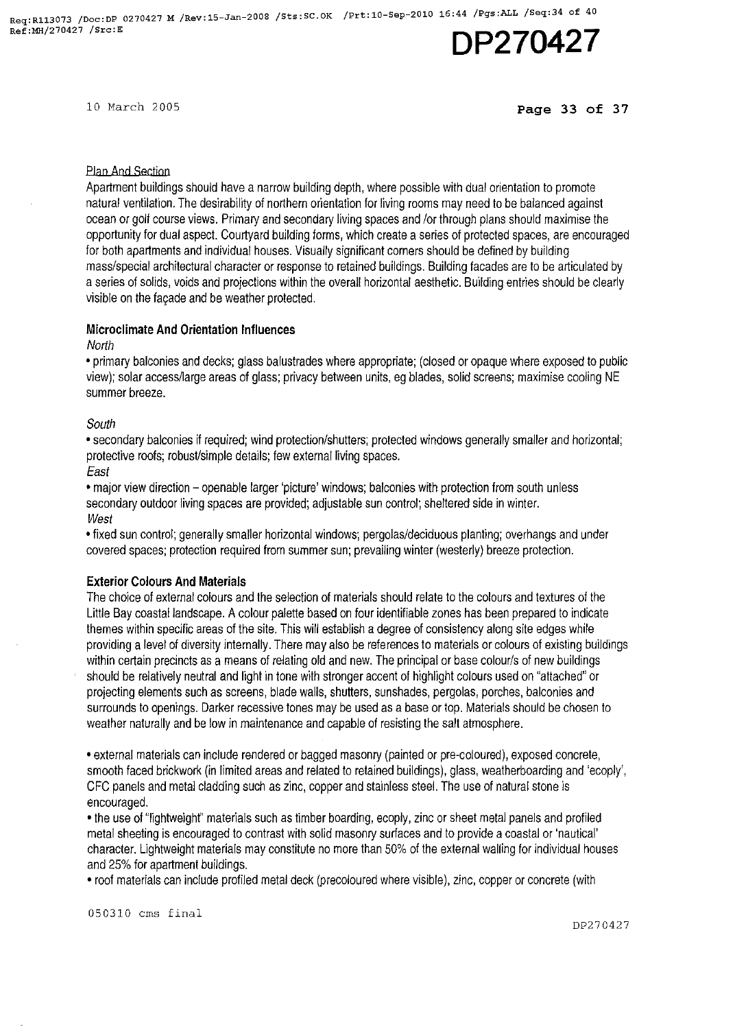### Plan And Section

Apartment buildings should have a narrow building depth, where possible with dual orientation to promote natural ventilation. The desirability of northern orientation for living rooms may need to be balanced against ocean or golf course views. Primary and secondary living spaces and /or through plans should maximise the opportunity for dual aspect. Courtyard building forms, which create a series of protected spaces, are encouraged for both apartments and individual houses. Visually significant corners should be defined by building mass/special architectural character or response to retained buildings. Building facades are to be articulated by a series of solids, voids and projections within the overall horizontal aesthetic. Building entries should be clearly visible on the façade and be weather protected.

### Microclimate And Orientation Influences

*North*

- primary balconies and decks; glass balustrades where appropriate; (closed or opaque where exposed to public view); solar access/large areas of glass; privacy between units, eg blades, solid screens; maximise cooling NE summer breeze.

*South*

- secondary balconies if required; wind protection/shutters; protected windows generally smaller and horizontal; protective roofs; robust/simple details; few external living spaces.

*East*

- major view direction – openable larger 'picture' windows; balconies with protection from south unless secondary outdoor living spaces are provided; adjustable sun control; sheltered side in winter.

*West*

- fixed sun control; generally smaller horizontal windows; pergolas/deciduous planting; overhangs and under covered spaces; protection required from summer sun; prevailing winter (westerly) breeze protection.

### Exterior Colours And Materials

The choice of external colours and the selection of materials should relate to the colours and textures of the Little Bay coastal landscape. A colour palette based on four identifiable zones has been prepared to indicate themes within specific areas of the site. This will establish a degree of consistency along site edges while providing a level of diversity internally. There may also be references to materials or colours of existing buildings within certain precincts as a means of relating old and new. The principal or base colour/s of new buildings should be relatively neutral and light in tone with stronger accent of highlight colours used on "attached" or projecting elements such as screens, blade walls, shutters, sunshades, pergolas, porches, balconies and surrounds to openings. Darker recessive tones may be used as a base or top. Materials should be chosen to weather naturally and be low in maintenance and capable of resisting the salt atmosphere.

- external materials can include rendered or bagged masonry (painted or pre-coloured), exposed concrete, smooth faced brickwork (in limited areas and related to retained buildings), glass, weatherboarding and 'ecoply', CFC panels and metal cladding such as zinc, copper and stainless steel. The use of natural stone is encouraged.
- the use of "lightweight" materials such as timber boarding, ecoply, zinc or sheet metal panels and profiled metal sheeting is encouraged to contrast with solid masonry surfaces and to provide a coastal or 'nautical' character. Lightweight materials may constitute no more than 50% of the external walling for individual houses and 25% for apartment buildings.
- roof materials can include profiled metal deck (precoloured where visible), zinc, copper or concrete (with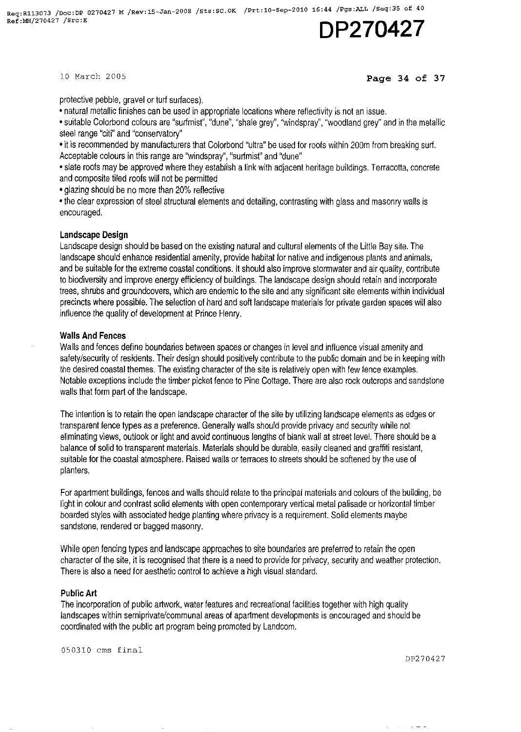protective pebble, gravel or turf surfaces).

- natural metallic finishes can be used in appropriate locations where reflectivity is not an issue.
- suitable Colorbond colours are "surfmist", "dune", "shale grey", "windspray", "woodland grey" and in the metallic steel range "citi" and "conservatory"
- it is recommended by manufacturers that Colorbond "ultra" be used for roofs within 200m from breaking surf. Acceptable colours in this range are "windspray", "surfmist" and "dune"
- slate roofs may be approved where they establish a link with adjacent heritage buildings. Terracotta, concrete and composite tiled roofs will not be permitted
- glazing should be no more than 20% reflective
- the clear expression of steel structural elements and detailing, contrasting with glass and masonry walls is encouraged.

**Landscape Design**

Landscape design should be based on the existing natural and cultural elements of the Little Bay site. The landscape should enhance residential amenity, provide habitat for native and indigenous plants and animals, and be suitable for the extreme coastal conditions. It should also improve stormwater and air quality, contribute to biodiversity and improve energy efficiency of buildings. The landscape design should retain and incorporate trees, shrubs and groundcovers, which are endemic to the site and any significant site elements within individual precincts where possible. The selection of hard and soft landscape materials for private garden spaces will also influence the quality of development at Prince Henry.

**Walls And Fences**

Walls and fences define boundaries between spaces or changes in level and influence visual amenity and safety/security of residents. Their design should positively contribute to the public domain and be in keeping with the desired coastal themes. The existing character of the site is relatively open with few fence examples. Notable exceptions include the timber picket fence to Pine Cottage. There are also rock outcrops and sandstone walls that form part of the landscape.

The intention is to retain the open landscape character of the site by utilizing landscape elements as edges or transparent fence types as a preference. Generally walls should provide privacy and security while not eliminating views, outlook or light and avoid continuous lengths of blank wall at street level. There should be a balance of solid to transparent materials. Materials should be durable, easily cleaned and graffiti resistant, suitable for the coastal atmosphere. Raised walls or terraces to streets should be softened by the use of planters.

For apartment buildings, fences and walls should relate to the principal materials and colours of the building, be light in colour and contrast solid elements with open contemporary vertical metal palisade or horizontal timber boarded styles with associated hedge planting where privacy is a requirement. Solid elements maybe sandstone, rendered or bagged masonry.

While open fencing types and landscape approaches to site boundaries are preferred to retain the open character of the site, it is recognised that there is a need to provide for privacy, security and weather protection. There is also a need for aesthetic control to achieve a high visual standard.

**Public Art**

The incorporation of public artwork, water features and recreational facilities together with high quality landscapes within semiprivate/communal areas of apartment developments is encouraged and should be coordinated with the public art program being promoted by Landcom.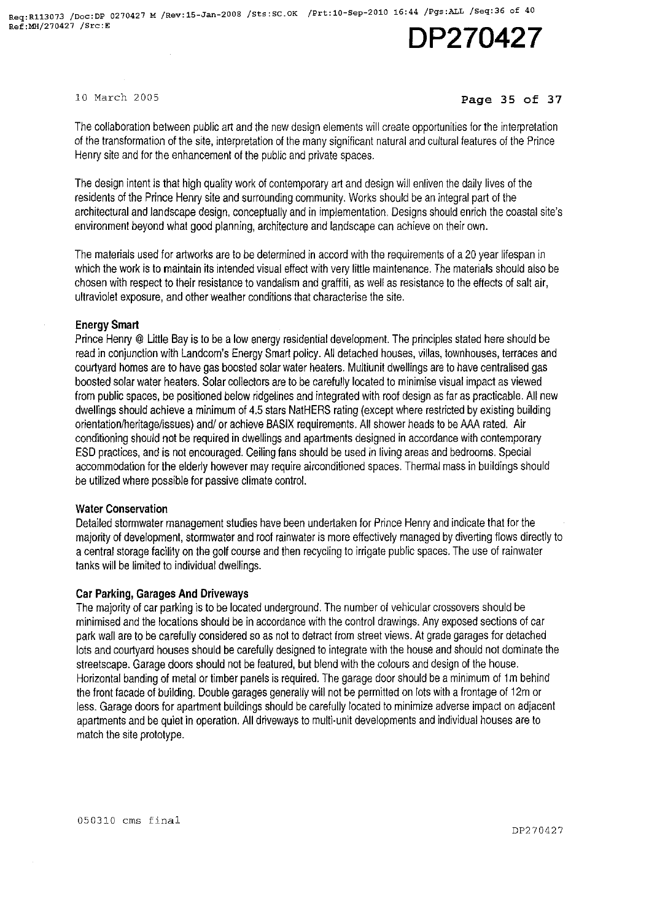The collaboration between public art and the new design elements will create opportunities for the interpretation of the transformation of the site, interpretation of the many significant natural and cultural features of the Prince Henry site and for the enhancement of the public and private spaces.

The design intent is that high quality work of contemporary art and design will enliven the daily lives of the residents of the Prince Henry site and surrounding community. Works should be an integral part of the architectural and landscape design, conceptually and in implementation. Designs should enrich the coastal site's environment beyond what good planning, architecture and landscape can achieve on their own.

The materials used for artworks are to be determined in accord with the requirements of a 20 year lifespan in which the work is to maintain its intended visual effect with very little maintenance. The materials should also be chosen with respect to their resistance to vandalism and graffiti, as well as resistance to the effects of salt air, ultraviolet exposure, and other weather conditions that characterise the site.

**Energy Smart**

Prince Henry @ Little Bay is to be a low energy residential development. The principles stated here should be read in conjunction with Landcom's Energy Smart policy. All detached houses, villas, townhouses, terraces and courtyard homes are to have gas boosted solar water heaters. Multiunit dwellings are to have centralised gas boosted solar water heaters. Solar collectors are to be carefully located to minimise visual impact as viewed from public spaces, be positioned below ridgelines and integrated with roof design as far as practicable. All new dwellings should achieve a minimum of 4.5 stars NatHERS rating (except where restricted by existing building orientation/heritage/issues) and/ or achieve BASIX requirements. All shower heads to be AAA rated. Air conditioning should not be required in dwellings and apartments designed in accordance with contemporary ESD practices, and is not encouraged. Ceiling fans should be used in living areas and bedrooms. Special accommodation for the elderly however may require airconditioned spaces. Thermal mass in buildings should be utilized where possible for passive climate control.

**Water Conservation**

Detailed stormwater management studies have been undertaken for Prince Henry and indicate that for the majority of development, stormwater and roof rainwater is more effectively managed by diverting flows directly to a central storage facility on the golf course and then recycling to irrigate public spaces. The use of rainwater tanks will be limited to individual dwellings.

**Car Parking, Garages And Driveways**

The majority of car parking is to be located underground. The number of vehicular crossovers should be minimised and the locations should be in accordance with the control drawings. Any exposed sections of car park wall are to be carefully considered so as not to detract from street views. At grade garages for detached lots and courtyard houses should be carefully designed to integrate with the house and should not dominate the streetscape. Garage doors should not be featured, but blend with the colours and design of the house. Horizontal banding of metal or timber panels is required. The garage door should be a minimum of 1m behind the front facade of building. Double garages generally will not be permitted on lots with a frontage of 12m or less. Garage doors for apartment buildings should be carefully located to minimize adverse impact on adjacent apartments and be quiet in operation. All driveways to multi-unit developments and individual houses are to match the site prototype.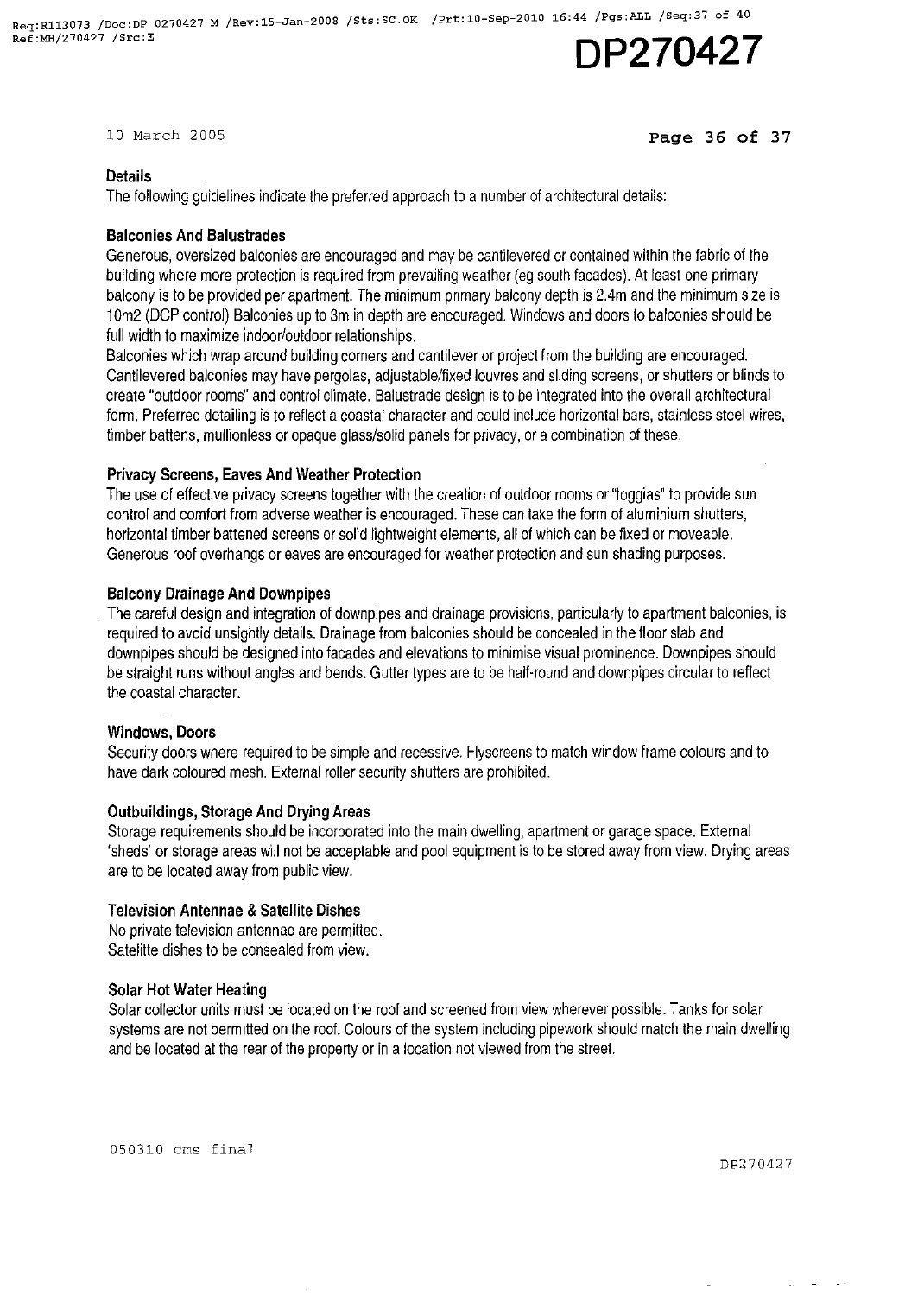## Details

The following guidelines indicate the preferred approach to a number of architectural details:

### Balconies And Balustrades

Generous, oversized balconies are encouraged and may be cantilevered or contained within the fabric of the building where more protection is required from prevailing weather (eg south facades). At least one primary balcony is to be provided per apartment. The minimum primary balcony depth is 2.4m and the minimum size is 10m2 (DCP control) Balconies up to 3m in depth are encouraged. Windows and doors to balconies should be full width to maximize indoor/outdoor relationships.

Balconies which wrap around building corners and cantilever or project from the building are encouraged. Cantilevered balconies may have pergolas, adjustable/fixed louvres and sliding screens, or shutters or blinds to create "outdoor rooms" and control climate. Balustrade design is to be integrated into the overall architectural form. Preferred detailing is to reflect a coastal character and could include horizontal bars, stainless steel wires, timber battens, mullionless or opaque glass/solid panels for privacy, or a combination of these.

### Privacy Screens, Eaves And Weather Protection

The use of effective privacy screens together with the creation of outdoor rooms or "loggias" to provide sun control and comfort from adverse weather is encouraged. These can take the form of aluminium shutters, horizontal timber battened screens or solid lightweight elements, all of which can be fixed or moveable. Generous roof overhangs or eaves are encouraged for weather protection and sun shading purposes.

### Balcony Drainage And Downpipes

The careful design and integration of downpipes and drainage provisions, particularly to apartment balconies, is required to avoid unsightly details. Drainage from balconies should be concealed in the floor slab and downpipes should be designed into facades and elevations to minimise visual prominence. Downpipes should be straight runs without angles and bends. Gutter types are to be half-round and downpipes circular to reflect the coastal character.

### Windows, Doors

Security doors where required to be simple and recessive. Flyscreens to match window frame colours and to have dark coloured mesh. External roller security shutters are prohibited.

### Outbuildings, Storage And Drying Areas

Storage requirements should be incorporated into the main dwelling, apartment or garage space. External 'sheds' or storage areas will not be acceptable and pool equipment is to be stored away from view. Drying areas are to be located away from public view.

### Television Antennae & Satellite Dishes

No private television antennae are permitted.
Satellite dishes to be consealed from view.

### Solar Hot Water Heating

Solar collector units must be located on the roof and screened from view wherever possible. Tanks for solar systems are not permitted on the roof. Colours of the system including pipework should match the main dwelling and be located at the rear of the property or in a location not viewed from the street.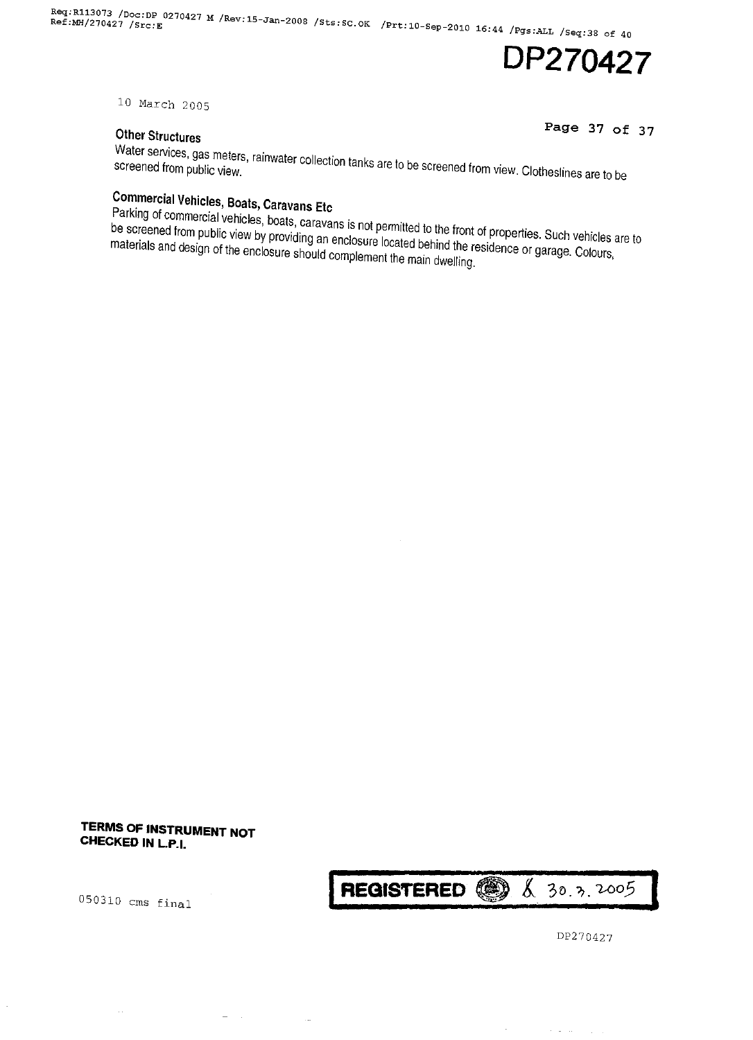10 March 2005

## Other Structures

Water services, gas meters, rainwater collection tanks are to be screened from view. Clotheslines are to be screened from public view.

## Commercial Vehicles, Boats, Caravans Etc

Parking of commercial vehicles, boats, caravans is not permitted to the front of properties. Such vehicles are to be screened from public view by providing an enclosure located behind the residence or garage. Colours, materials and design of the enclosure should complement the main dwelling.

**TERMS OF INSTRUMENT NOT CHECKED IN L.P.I.**

050310 cms final

**REGISTERED** 30.3.2005